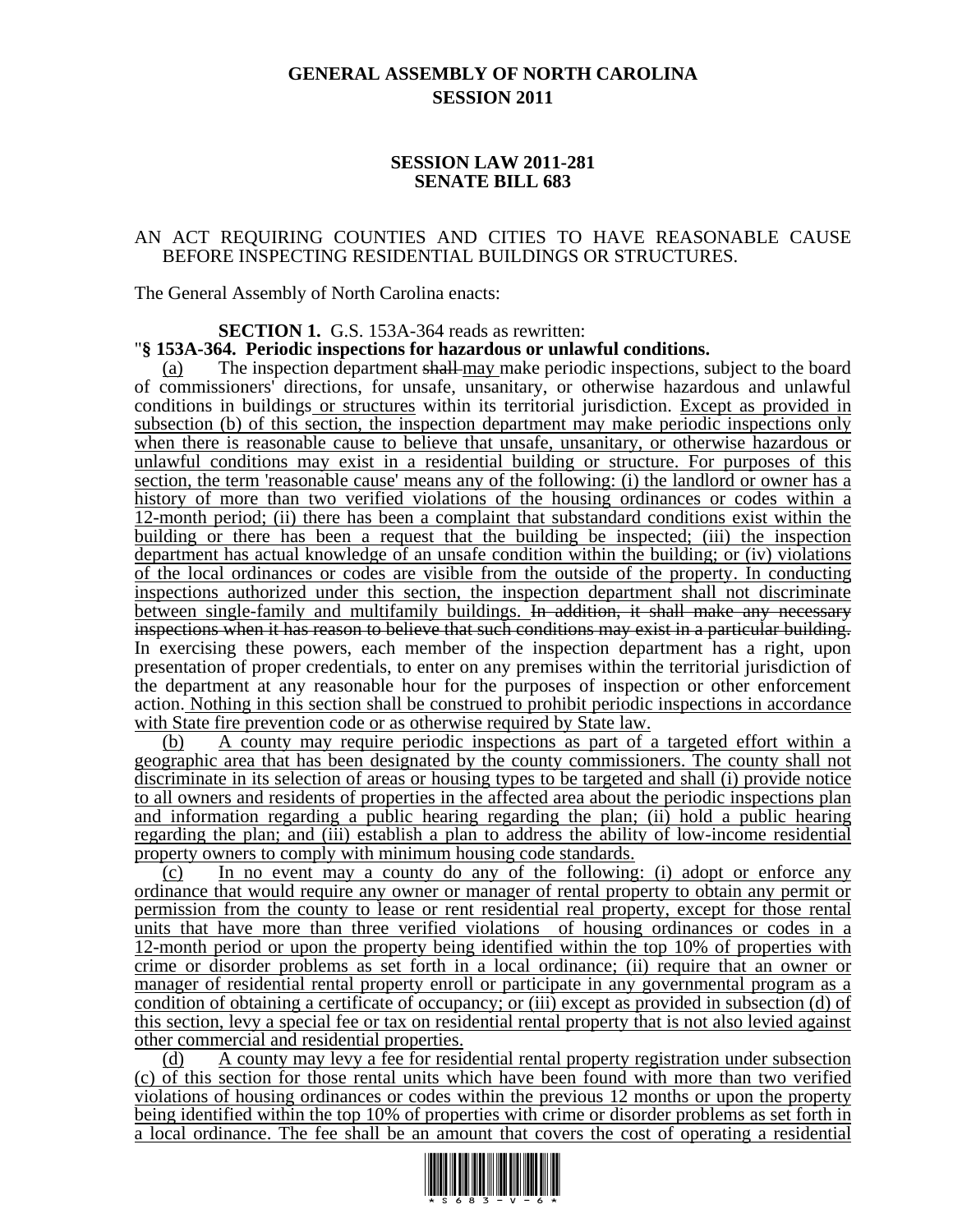**GENERAL ASSEMBLY OF NORTH CAROLINA**
**SESSION 2011**

**SESSION LAW 2011-281**
**SENATE BILL 683**

AN ACT REQUIRING COUNTIES AND CITIES TO HAVE REASONABLE CAUSE BEFORE INSPECTING RESIDENTIAL BUILDINGS OR STRUCTURES.

The General Assembly of North Carolina enacts:

**SECTION 1.** G.S. 153A-364 reads as rewritten:

"**§ 153A-364. Periodic inspections for hazardous or unlawful conditions.**

(a) The inspection department ~~shall~~ may make periodic inspections, subject to the board of commissioners' directions, for unsafe, unsanitary, or otherwise hazardous and unlawful conditions in buildings or structures within its territorial jurisdiction. Except as provided in subsection (b) of this section, the inspection department may make periodic inspections only when there is reasonable cause to believe that unsafe, unsanitary, or otherwise hazardous or unlawful conditions may exist in a residential building or structure. For purposes of this section, the term 'reasonable cause' means any of the following: (i) the landlord or owner has a history of more than two verified violations of the housing ordinances or codes within a 12-month period; (ii) there has been a complaint that substandard conditions exist within the building or there has been a request that the building be inspected; (iii) the inspection department has actual knowledge of an unsafe condition within the building; or (iv) violations of the local ordinances or codes are visible from the outside of the property. In conducting inspections authorized under this section, the inspection department shall not discriminate between single-family and multifamily buildings. ~~In addition, it shall make any necessary inspections when it has reason to believe that such conditions may exist in a particular building.~~ In exercising these powers, each member of the inspection department has a right, upon presentation of proper credentials, to enter on any premises within the territorial jurisdiction of the department at any reasonable hour for the purposes of inspection or other enforcement action. Nothing in this section shall be construed to prohibit periodic inspections in accordance with State fire prevention code or as otherwise required by State law.

(b) A county may require periodic inspections as part of a targeted effort within a geographic area that has been designated by the county commissioners. The county shall not discriminate in its selection of areas or housing types to be targeted and shall (i) provide notice to all owners and residents of properties in the affected area about the periodic inspections plan and information regarding a public hearing regarding the plan; (ii) hold a public hearing regarding the plan; and (iii) establish a plan to address the ability of low-income residential property owners to comply with minimum housing code standards.

(c) In no event may a county do any of the following: (i) adopt or enforce any ordinance that would require any owner or manager of rental property to obtain any permit or permission from the county to lease or rent residential real property, except for those rental units that have more than three verified violations of housing ordinances or codes in a 12-month period or upon the property being identified within the top 10% of properties with crime or disorder problems as set forth in a local ordinance; (ii) require that an owner or manager of residential rental property enroll or participate in any governmental program as a condition of obtaining a certificate of occupancy; or (iii) except as provided in subsection (d) of this section, levy a special fee or tax on residential rental property that is not also levied against other commercial and residential properties.

(d) A county may levy a fee for residential rental property registration under subsection (c) of this section for those rental units which have been found with more than two verified violations of housing ordinances or codes within the previous 12 months or upon the property being identified within the top 10% of properties with crime or disorder problems as set forth in a local ordinance. The fee shall be an amount that covers the cost of operating a residential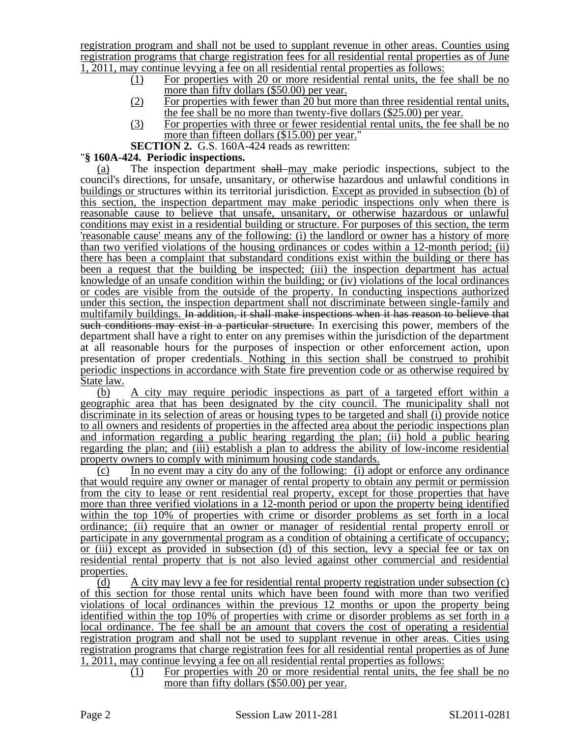registration program and shall not be used to supplant revenue in other areas. Counties using registration programs that charge registration fees for all residential rental properties as of June 1, 2011, may continue levying a fee on all residential rental properties as follows:

(1) For properties with 20 or more residential rental units, the fee shall be no more than fifty dollars ($50.00) per year.

(2) For properties with fewer than 20 but more than three residential rental units, the fee shall be no more than twenty-five dollars ($25.00) per year.

(3) For properties with three or fewer residential rental units, the fee shall be no more than fifteen dollars ($15.00) per year."

**SECTION 2.** G.S. 160A-424 reads as rewritten:

"**§ 160A-424. Periodic inspections.**

(a) The inspection department ~~shall~~ may make periodic inspections, subject to the council's directions, for unsafe, unsanitary, or otherwise hazardous and unlawful conditions in buildings or structures within its territorial jurisdiction. Except as provided in subsection (b) of this section, the inspection department may make periodic inspections only when there is reasonable cause to believe that unsafe, unsanitary, or otherwise hazardous or unlawful conditions may exist in a residential building or structure. For purposes of this section, the term 'reasonable cause' means any of the following: (i) the landlord or owner has a history of more than two verified violations of the housing ordinances or codes within a 12-month period; (ii) there has been a complaint that substandard conditions exist within the building or there has been a request that the building be inspected; (iii) the inspection department has actual knowledge of an unsafe condition within the building; or (iv) violations of the local ordinances or codes are visible from the outside of the property. In conducting inspections authorized under this section, the inspection department shall not discriminate between single-family and multifamily buildings. ~~In addition, it shall make inspections when it has reason to believe that such conditions may exist in a particular structure.~~ In exercising this power, members of the department shall have a right to enter on any premises within the jurisdiction of the department at all reasonable hours for the purposes of inspection or other enforcement action, upon presentation of proper credentials. Nothing in this section shall be construed to prohibit periodic inspections in accordance with State fire prevention code or as otherwise required by State law.

(b) A city may require periodic inspections as part of a targeted effort within a geographic area that has been designated by the city council. The municipality shall not discriminate in its selection of areas or housing types to be targeted and shall (i) provide notice to all owners and residents of properties in the affected area about the periodic inspections plan and information regarding a public hearing regarding the plan; (ii) hold a public hearing regarding the plan; and (iii) establish a plan to address the ability of low-income residential property owners to comply with minimum housing code standards.

(c) In no event may a city do any of the following: (i) adopt or enforce any ordinance that would require any owner or manager of rental property to obtain any permit or permission from the city to lease or rent residential real property, except for those properties that have more than three verified violations in a 12-month period or upon the property being identified within the top 10% of properties with crime or disorder problems as set forth in a local ordinance; (ii) require that an owner or manager of residential rental property enroll or participate in any governmental program as a condition of obtaining a certificate of occupancy; or (iii) except as provided in subsection (d) of this section, levy a special fee or tax on residential rental property that is not also levied against other commercial and residential properties.

(d) A city may levy a fee for residential rental property registration under subsection (c) of this section for those rental units which have been found with more than two verified violations of local ordinances within the previous 12 months or upon the property being identified within the top 10% of properties with crime or disorder problems as set forth in a local ordinance. The fee shall be an amount that covers the cost of operating a residential registration program and shall not be used to supplant revenue in other areas. Cities using registration programs that charge registration fees for all residential rental properties as of June 1, 2011, may continue levying a fee on all residential rental properties as follows:

(1) For properties with 20 or more residential rental units, the fee shall be no more than fifty dollars ($50.00) per year.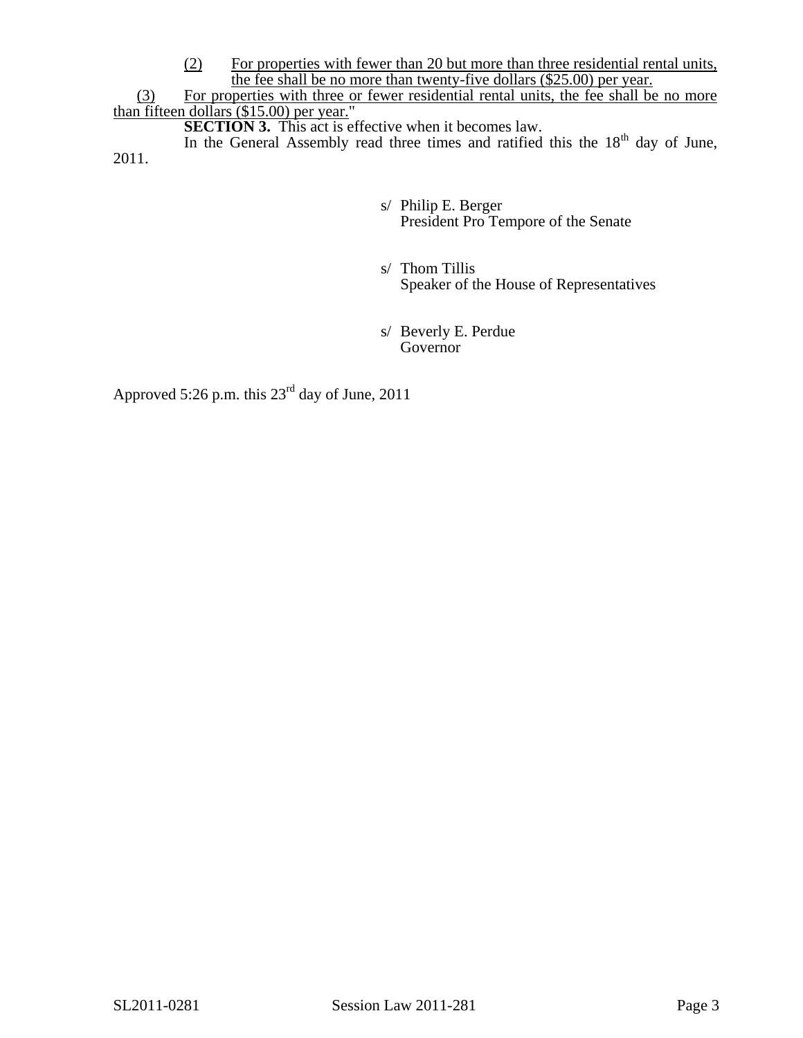(2) For properties with fewer than 20 but more than three residential rental units, the fee shall be no more than twenty-five dollars ($25.00) per year.

(3) For properties with three or fewer residential rental units, the fee shall be no more than fifteen dollars ($15.00) per year."

**SECTION 3.** This act is effective when it becomes law.

In the General Assembly read three times and ratified this the 18th day of June, 2011.

s/ Philip E. Berger
President Pro Tempore of the Senate

s/ Thom Tillis
Speaker of the House of Representatives

s/ Beverly E. Perdue
Governor

Approved 5:26 p.m. this 23rd day of June, 2011